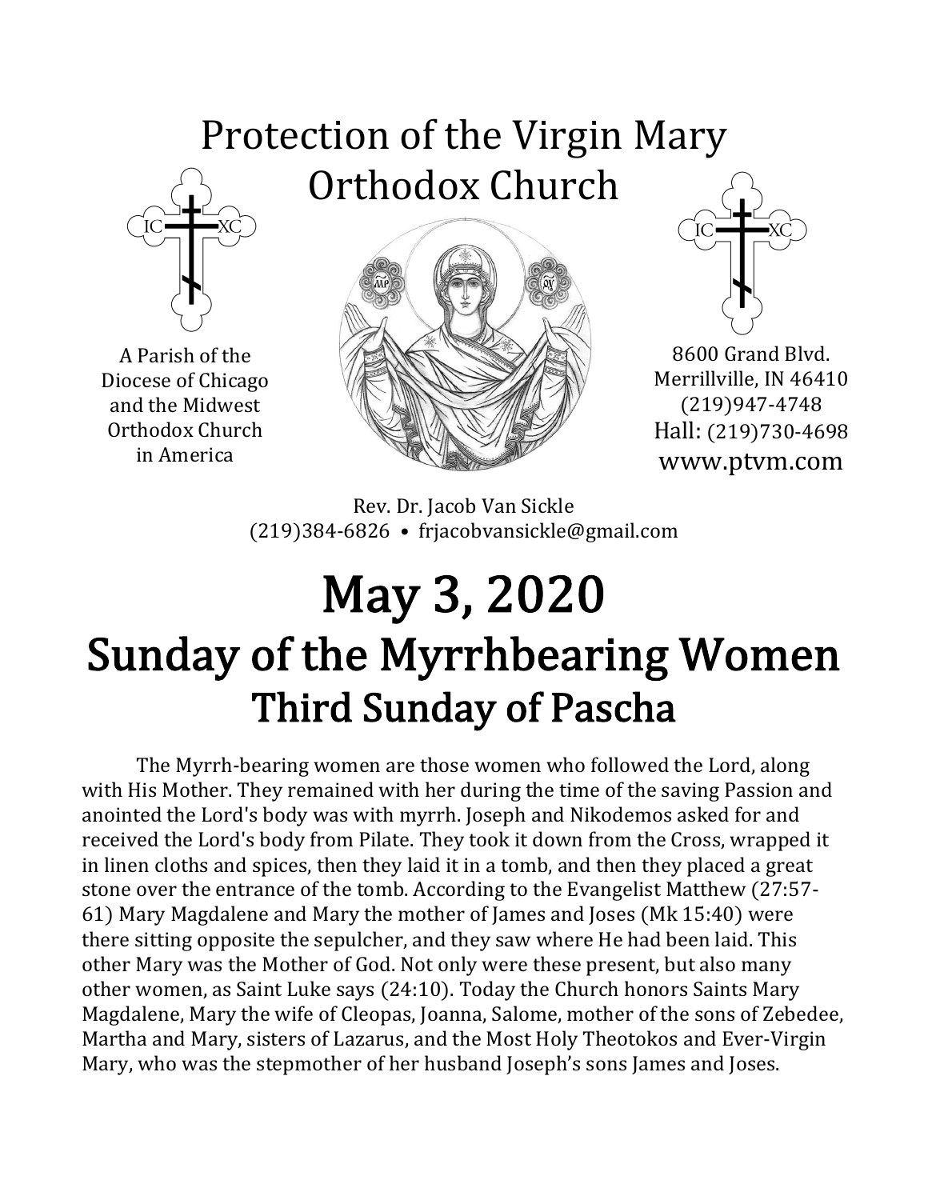# Protection of the Virgin Mary Orthodox Church

A Parish of the Diocese of Chicago and the Midwest Orthodox Church in America

8600 Grand Blvd.
Merrillville, IN 46410
(219)947-4748
Hall: (219)730-4698
www.ptvm.com

Rev. Dr. Jacob Van Sickle
(219)384-6826 • frjacobvansickle@gmail.com

# May 3, 2020

# Sunday of the Myrrhbearing Women

## Third Sunday of Pascha

The Myrrh-bearing women are those women who followed the Lord, along with His Mother. They remained with her during the time of the saving Passion and anointed the Lord's body was with myrrh. Joseph and Nikodemos asked for and received the Lord's body from Pilate. They took it down from the Cross, wrapped it in linen cloths and spices, then they laid it in a tomb, and then they placed a great stone over the entrance of the tomb. According to the Evangelist Matthew (27:57-61) Mary Magdalene and Mary the mother of James and Joses (Mk 15:40) were there sitting opposite the sepulcher, and they saw where He had been laid. This other Mary was the Mother of God. Not only were these present, but also many other women, as Saint Luke says (24:10). Today the Church honors Saints Mary Magdalene, Mary the wife of Cleopas, Joanna, Salome, mother of the sons of Zebedee, Martha and Mary, sisters of Lazarus, and the Most Holy Theotokos and Ever-Virgin Mary, who was the stepmother of her husband Joseph's sons James and Joses.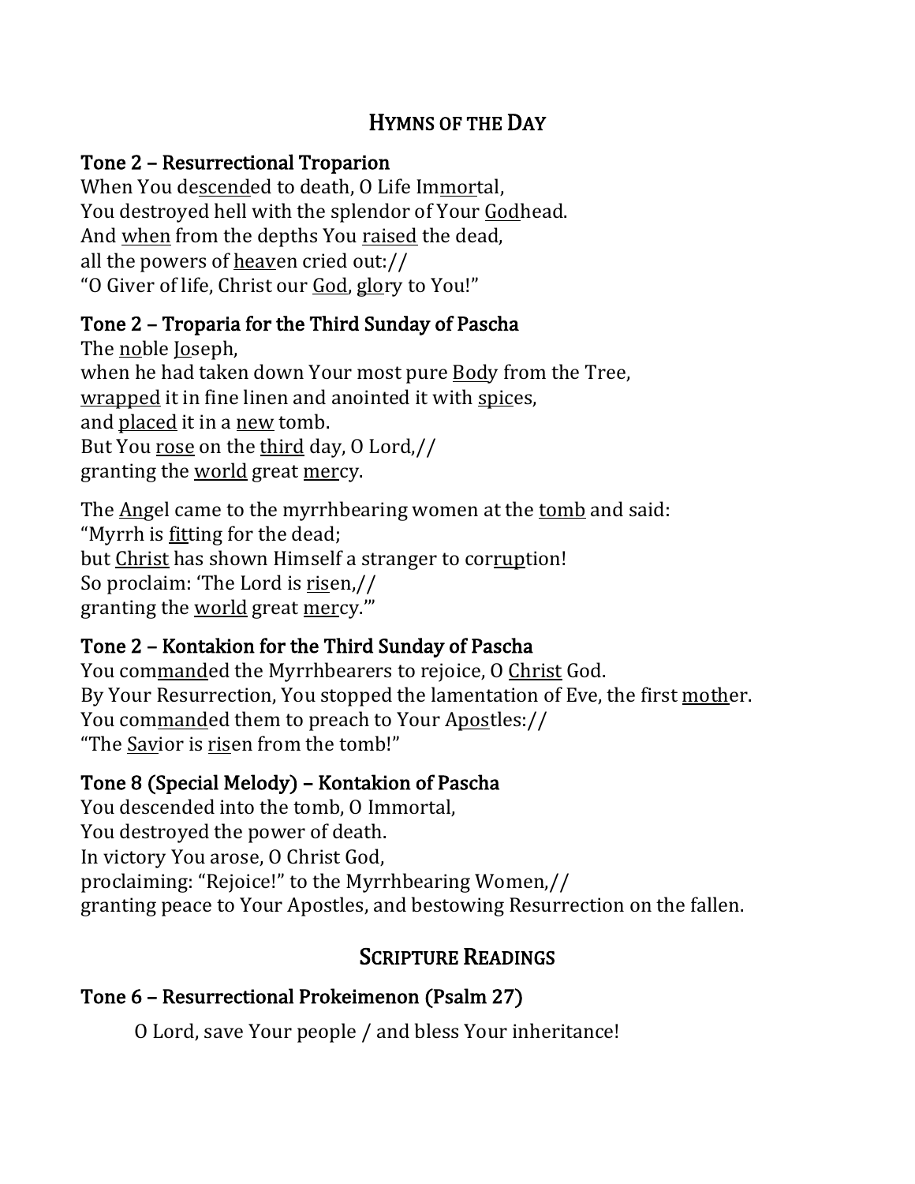## Hymns of the Day

### Tone 2 – Resurrectional Troparion

When You descended to death, O Life Immortal,
You destroyed hell with the splendor of Your Godhead.
And when from the depths You raised the dead,
all the powers of heaven cried out://
"O Giver of life, Christ our God, glory to You!"

### Tone 2 – Troparia for the Third Sunday of Pascha

The noble Joseph,
when he had taken down Your most pure Body from the Tree,
wrapped it in fine linen and anointed it with spices,
and placed it in a new tomb.
But You rose on the third day, O Lord,//
granting the world great mercy.

The Angel came to the myrrhbearing women at the tomb and said:
"Myrrh is fitting for the dead;
but Christ has shown Himself a stranger to corruption!
So proclaim: 'The Lord is risen,//
granting the world great mercy.'"

### Tone 2 – Kontakion for the Third Sunday of Pascha

You commanded the Myrrhbearers to rejoice, O Christ God.
By Your Resurrection, You stopped the lamentation of Eve, the first mother.
You commanded them to preach to Your Apostles://
"The Savior is risen from the tomb!"

### Tone 8 (Special Melody) – Kontakion of Pascha

You descended into the tomb, O Immortal,
You destroyed the power of death.
In victory You arose, O Christ God,
proclaiming: "Rejoice!" to the Myrrhbearing Women,//
granting peace to Your Apostles, and bestowing Resurrection on the fallen.

## Scripture Readings

### Tone 6 – Resurrectional Prokeimenon (Psalm 27)

O Lord, save Your people / and bless Your inheritance!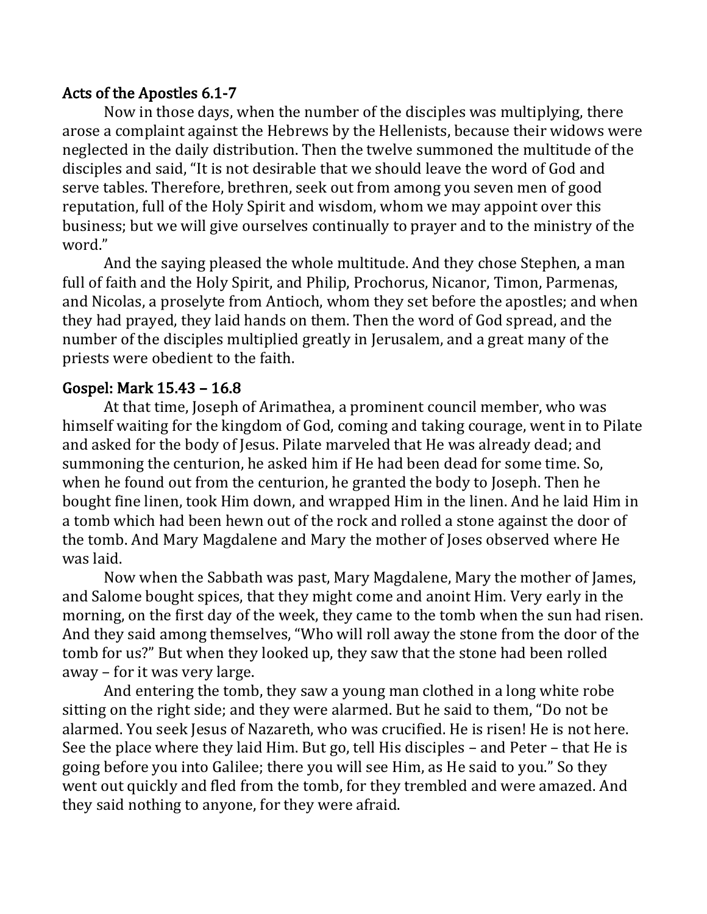## Acts of the Apostles 6.1-7

Now in those days, when the number of the disciples was multiplying, there arose a complaint against the Hebrews by the Hellenists, because their widows were neglected in the daily distribution. Then the twelve summoned the multitude of the disciples and said, "It is not desirable that we should leave the word of God and serve tables. Therefore, brethren, seek out from among you seven men of good reputation, full of the Holy Spirit and wisdom, whom we may appoint over this business; but we will give ourselves continually to prayer and to the ministry of the word."

And the saying pleased the whole multitude. And they chose Stephen, a man full of faith and the Holy Spirit, and Philip, Prochorus, Nicanor, Timon, Parmenas, and Nicolas, a proselyte from Antioch, whom they set before the apostles; and when they had prayed, they laid hands on them. Then the word of God spread, and the number of the disciples multiplied greatly in Jerusalem, and a great many of the priests were obedient to the faith.

## Gospel: Mark 15.43 – 16.8

At that time, Joseph of Arimathea, a prominent council member, who was himself waiting for the kingdom of God, coming and taking courage, went in to Pilate and asked for the body of Jesus. Pilate marveled that He was already dead; and summoning the centurion, he asked him if He had been dead for some time. So, when he found out from the centurion, he granted the body to Joseph. Then he bought fine linen, took Him down, and wrapped Him in the linen. And he laid Him in a tomb which had been hewn out of the rock and rolled a stone against the door of the tomb. And Mary Magdalene and Mary the mother of Joses observed where He was laid.

Now when the Sabbath was past, Mary Magdalene, Mary the mother of James, and Salome bought spices, that they might come and anoint Him. Very early in the morning, on the first day of the week, they came to the tomb when the sun had risen. And they said among themselves, "Who will roll away the stone from the door of the tomb for us?" But when they looked up, they saw that the stone had been rolled away – for it was very large.

And entering the tomb, they saw a young man clothed in a long white robe sitting on the right side; and they were alarmed. But he said to them, "Do not be alarmed. You seek Jesus of Nazareth, who was crucified. He is risen! He is not here. See the place where they laid Him. But go, tell His disciples – and Peter – that He is going before you into Galilee; there you will see Him, as He said to you." So they went out quickly and fled from the tomb, for they trembled and were amazed. And they said nothing to anyone, for they were afraid.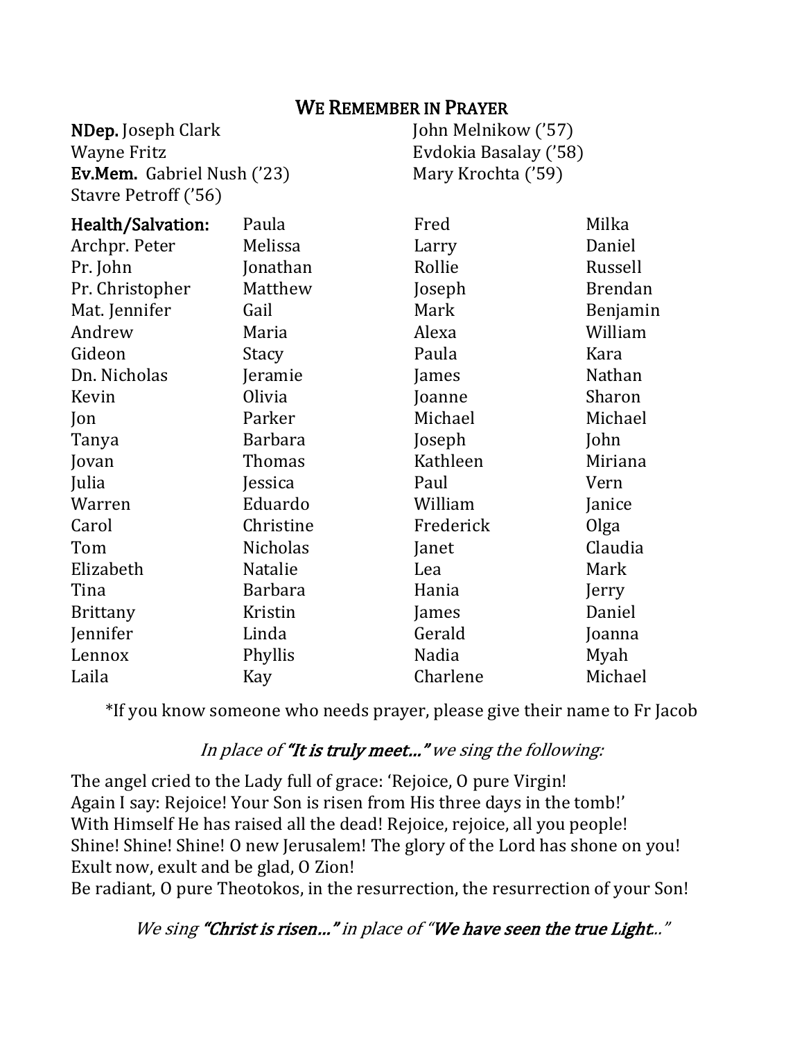## We Remember in Prayer

**NDep.** Joseph Clark
Wayne Fritz
**Ev.Mem.** Gabriel Nush ('23)
Stavre Petroff ('56)
John Melnikow ('57)
Evdokia Basalay ('58)
Mary Krochta ('59)

| **Health/Salvation:** | Paula | Fred | Milka |
| --- | --- | --- | --- |
| Archpr. Peter | Melissa | Larry | Daniel |
| Pr. John | Jonathan | Rollie | Russell |
| Pr. Christopher | Matthew | Joseph | Brendan |
| Mat. Jennifer | Gail | Mark | Benjamin |
| Andrew | Maria | Alexa | William |
| Gideon | Stacy | Paula | Kara |
| Dn. Nicholas | Jeramie | James | Nathan |
| Kevin | Olivia | Joanne | Sharon |
| Jon | Parker | Michael | Michael |
| Tanya | Barbara | Joseph | John |
| Jovan | Thomas | Kathleen | Miriana |
| Julia | Jessica | Paul | Vern |
| Warren | Eduardo | William | Janice |
| Carol | Christine | Frederick | Olga |
| Tom | Nicholas | Janet | Claudia |
| Elizabeth | Natalie | Lea | Mark |
| Tina | Barbara | Hania | Jerry |
| Brittany | Kristin | James | Daniel |
| Jennifer | Linda | Gerald | Joanna |
| Lennox | Phyllis | Nadia | Myah |
| Laila | Kay | Charlene | Michael |

*If you know someone who needs prayer, please give their name to Fr Jacob

*In place of **"It is truly meet…"** we sing the following:*

The angel cried to the Lady full of grace: 'Rejoice, O pure Virgin!
Again I say: Rejoice! Your Son is risen from His three days in the tomb!'
With Himself He has raised all the dead! Rejoice, rejoice, all you people!
Shine! Shine! Shine! O new Jerusalem! The glory of the Lord has shone on you!
Exult now, exult and be glad, O Zion!
Be radiant, O pure Theotokos, in the resurrection, the resurrection of your Son!

*We sing **"Christ is risen…"** in place of "**We have seen the true Light**.."*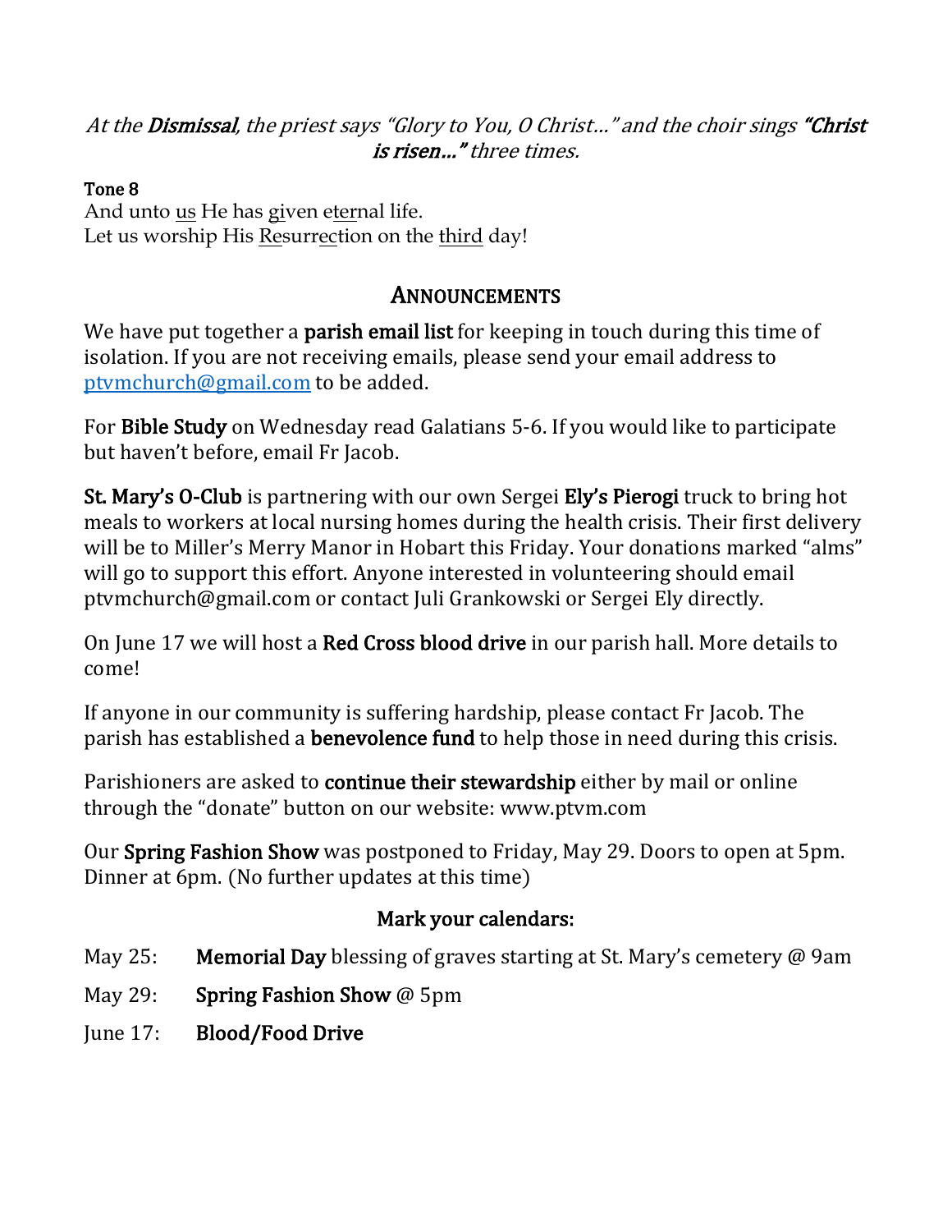*At the **Dismissal**, the priest says "Glory to You, O Christ…" and the choir sings **"Christ is risen…"** three times.*

**Tone 8**
And unto us He has given eternal life.
Let us worship His Resurrection on the third day!

## ANNOUNCEMENTS

We have put together a **parish email list** for keeping in touch during this time of isolation. If you are not receiving emails, please send your email address to ptvmchurch@gmail.com to be added.

For **Bible Study** on Wednesday read Galatians 5-6. If you would like to participate but haven't before, email Fr Jacob.

**St. Mary's O-Club** is partnering with our own Sergei **Ely's Pierogi** truck to bring hot meals to workers at local nursing homes during the health crisis. Their first delivery will be to Miller's Merry Manor in Hobart this Friday. Your donations marked "alms" will go to support this effort. Anyone interested in volunteering should email ptvmchurch@gmail.com or contact Juli Grankowski or Sergei Ely directly.

On June 17 we will host a **Red Cross blood drive** in our parish hall. More details to come!

If anyone in our community is suffering hardship, please contact Fr Jacob. The parish has established a **benevolence fund** to help those in need during this crisis.

Parishioners are asked to **continue their stewardship** either by mail or online through the "donate" button on our website: www.ptvm.com

Our **Spring Fashion Show** was postponed to Friday, May 29. Doors to open at 5pm. Dinner at 6pm. (No further updates at this time)

### Mark your calendars:

- May 25: **Memorial Day** blessing of graves starting at St. Mary's cemetery @ 9am
- May 29: **Spring Fashion Show** @ 5pm
- June 17: **Blood/Food Drive**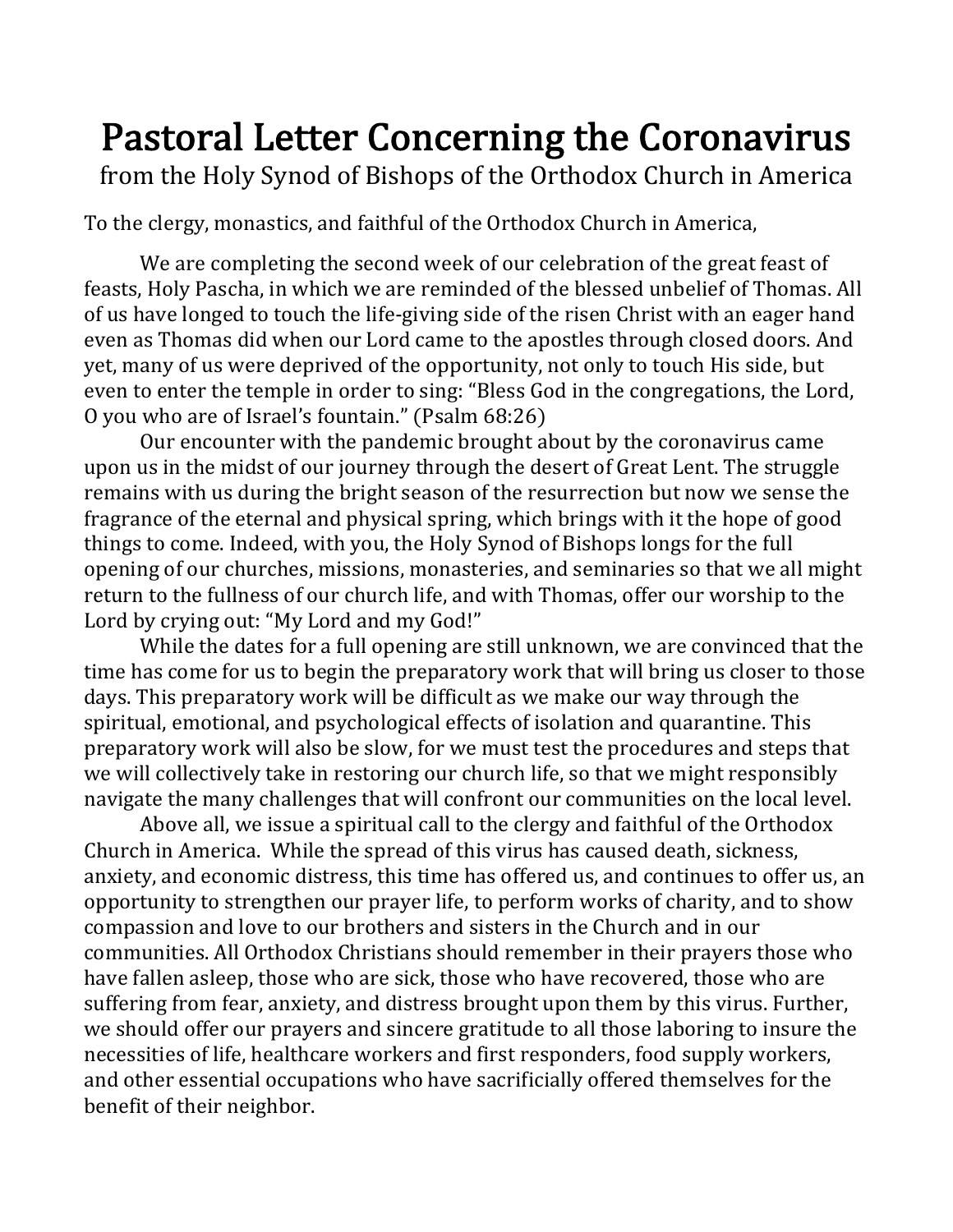# Pastoral Letter Concerning the Coronavirus

from the Holy Synod of Bishops of the Orthodox Church in America

To the clergy, monastics, and faithful of the Orthodox Church in America,

We are completing the second week of our celebration of the great feast of feasts, Holy Pascha, in which we are reminded of the blessed unbelief of Thomas. All of us have longed to touch the life-giving side of the risen Christ with an eager hand even as Thomas did when our Lord came to the apostles through closed doors. And yet, many of us were deprived of the opportunity, not only to touch His side, but even to enter the temple in order to sing: "Bless God in the congregations, the Lord, O you who are of Israel's fountain." (Psalm 68:26)

Our encounter with the pandemic brought about by the coronavirus came upon us in the midst of our journey through the desert of Great Lent. The struggle remains with us during the bright season of the resurrection but now we sense the fragrance of the eternal and physical spring, which brings with it the hope of good things to come. Indeed, with you, the Holy Synod of Bishops longs for the full opening of our churches, missions, monasteries, and seminaries so that we all might return to the fullness of our church life, and with Thomas, offer our worship to the Lord by crying out: "My Lord and my God!"

While the dates for a full opening are still unknown, we are convinced that the time has come for us to begin the preparatory work that will bring us closer to those days. This preparatory work will be difficult as we make our way through the spiritual, emotional, and psychological effects of isolation and quarantine. This preparatory work will also be slow, for we must test the procedures and steps that we will collectively take in restoring our church life, so that we might responsibly navigate the many challenges that will confront our communities on the local level.

Above all, we issue a spiritual call to the clergy and faithful of the Orthodox Church in America. While the spread of this virus has caused death, sickness, anxiety, and economic distress, this time has offered us, and continues to offer us, an opportunity to strengthen our prayer life, to perform works of charity, and to show compassion and love to our brothers and sisters in the Church and in our communities. All Orthodox Christians should remember in their prayers those who have fallen asleep, those who are sick, those who have recovered, those who are suffering from fear, anxiety, and distress brought upon them by this virus. Further, we should offer our prayers and sincere gratitude to all those laboring to insure the necessities of life, healthcare workers and first responders, food supply workers, and other essential occupations who have sacrificially offered themselves for the benefit of their neighbor.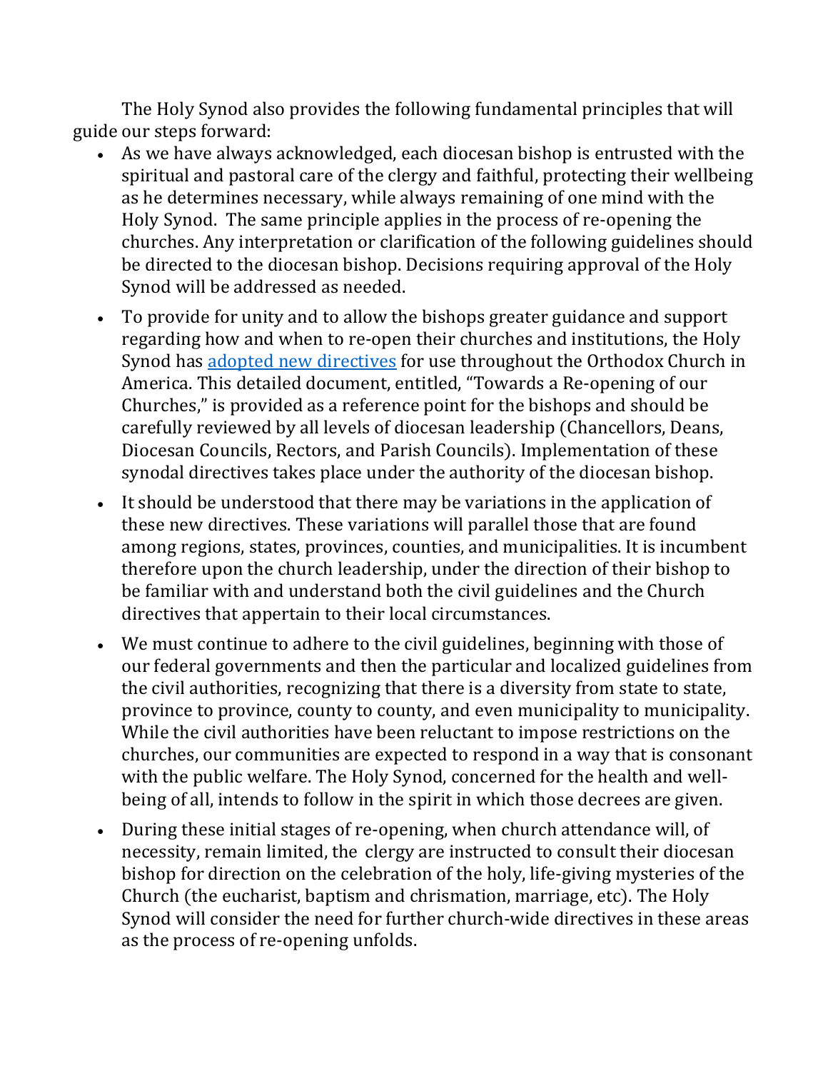The Holy Synod also provides the following fundamental principles that will guide our steps forward:

- As we have always acknowledged, each diocesan bishop is entrusted with the spiritual and pastoral care of the clergy and faithful, protecting their wellbeing as he determines necessary, while always remaining of one mind with the Holy Synod. The same principle applies in the process of re-opening the churches. Any interpretation or clarification of the following guidelines should be directed to the diocesan bishop. Decisions requiring approval of the Holy Synod will be addressed as needed.
- To provide for unity and to allow the bishops greater guidance and support regarding how and when to re-open their churches and institutions, the Holy Synod has adopted new directives for use throughout the Orthodox Church in America. This detailed document, entitled, "Towards a Re-opening of our Churches," is provided as a reference point for the bishops and should be carefully reviewed by all levels of diocesan leadership (Chancellors, Deans, Diocesan Councils, Rectors, and Parish Councils). Implementation of these synodal directives takes place under the authority of the diocesan bishop.
- It should be understood that there may be variations in the application of these new directives. These variations will parallel those that are found among regions, states, provinces, counties, and municipalities. It is incumbent therefore upon the church leadership, under the direction of their bishop to be familiar with and understand both the civil guidelines and the Church directives that appertain to their local circumstances.
- We must continue to adhere to the civil guidelines, beginning with those of our federal governments and then the particular and localized guidelines from the civil authorities, recognizing that there is a diversity from state to state, province to province, county to county, and even municipality to municipality. While the civil authorities have been reluctant to impose restrictions on the churches, our communities are expected to respond in a way that is consonant with the public welfare. The Holy Synod, concerned for the health and well-being of all, intends to follow in the spirit in which those decrees are given.
- During these initial stages of re-opening, when church attendance will, of necessity, remain limited, the clergy are instructed to consult their diocesan bishop for direction on the celebration of the holy, life-giving mysteries of the Church (the eucharist, baptism and chrismation, marriage, etc). The Holy Synod will consider the need for further church-wide directives in these areas as the process of re-opening unfolds.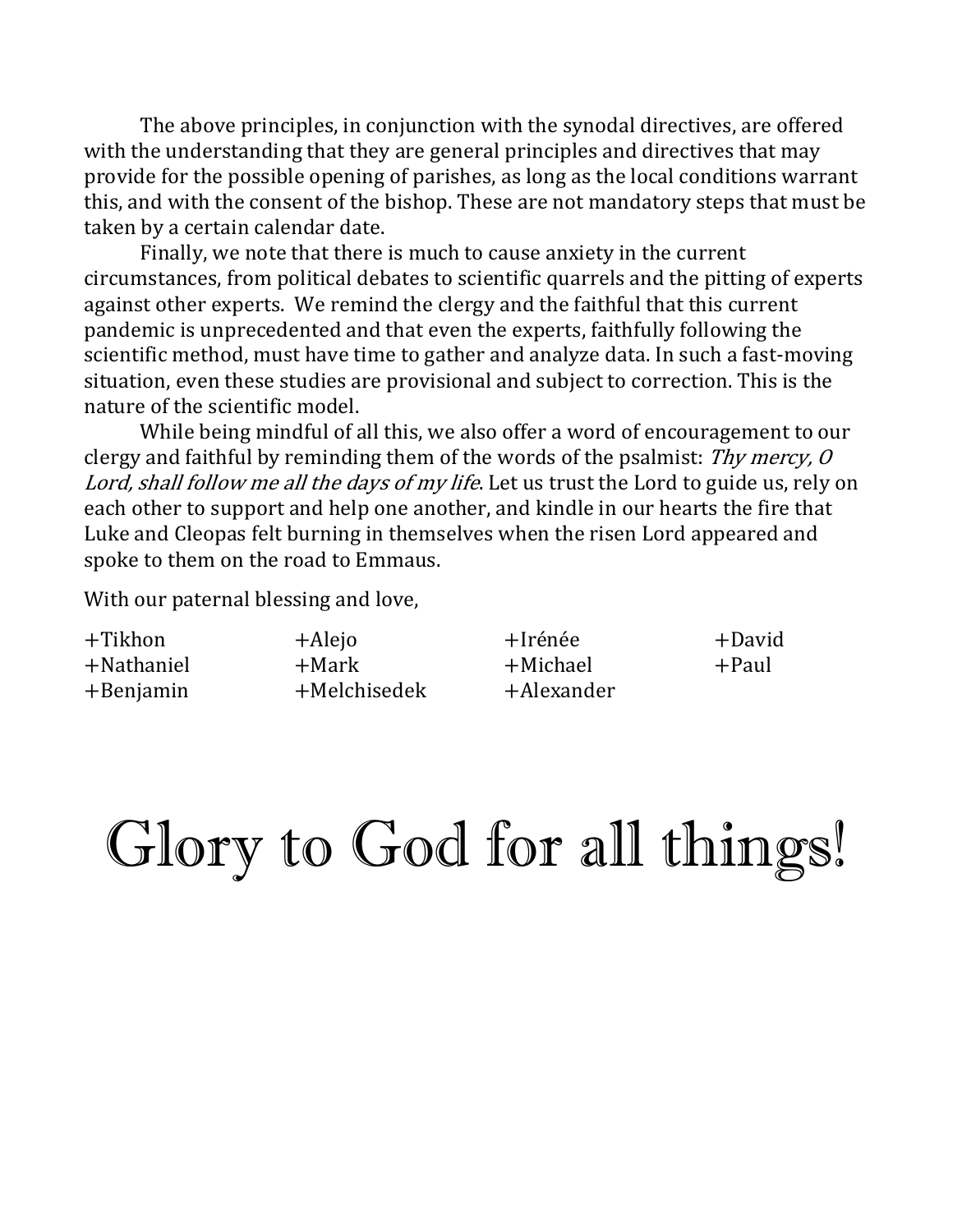The above principles, in conjunction with the synodal directives, are offered with the understanding that they are general principles and directives that may provide for the possible opening of parishes, as long as the local conditions warrant this, and with the consent of the bishop. These are not mandatory steps that must be taken by a certain calendar date.

Finally, we note that there is much to cause anxiety in the current circumstances, from political debates to scientific quarrels and the pitting of experts against other experts. We remind the clergy and the faithful that this current pandemic is unprecedented and that even the experts, faithfully following the scientific method, must have time to gather and analyze data. In such a fast-moving situation, even these studies are provisional and subject to correction. This is the nature of the scientific model.

While being mindful of all this, we also offer a word of encouragement to our clergy and faithful by reminding them of the words of the psalmist: *Thy mercy, O Lord, shall follow me all the days of my life*. Let us trust the Lord to guide us, rely on each other to support and help one another, and kindle in our hearts the fire that Luke and Cleopas felt burning in themselves when the risen Lord appeared and spoke to them on the road to Emmaus.

With our paternal blessing and love,

| | | | |
|---|---|---|---|
| +Tikhon | +Alejo | +Irénée | +David |
| +Nathaniel | +Mark | +Michael | +Paul |
| +Benjamin | +Melchisedek | +Alexander | |

# Glory to God for all things!